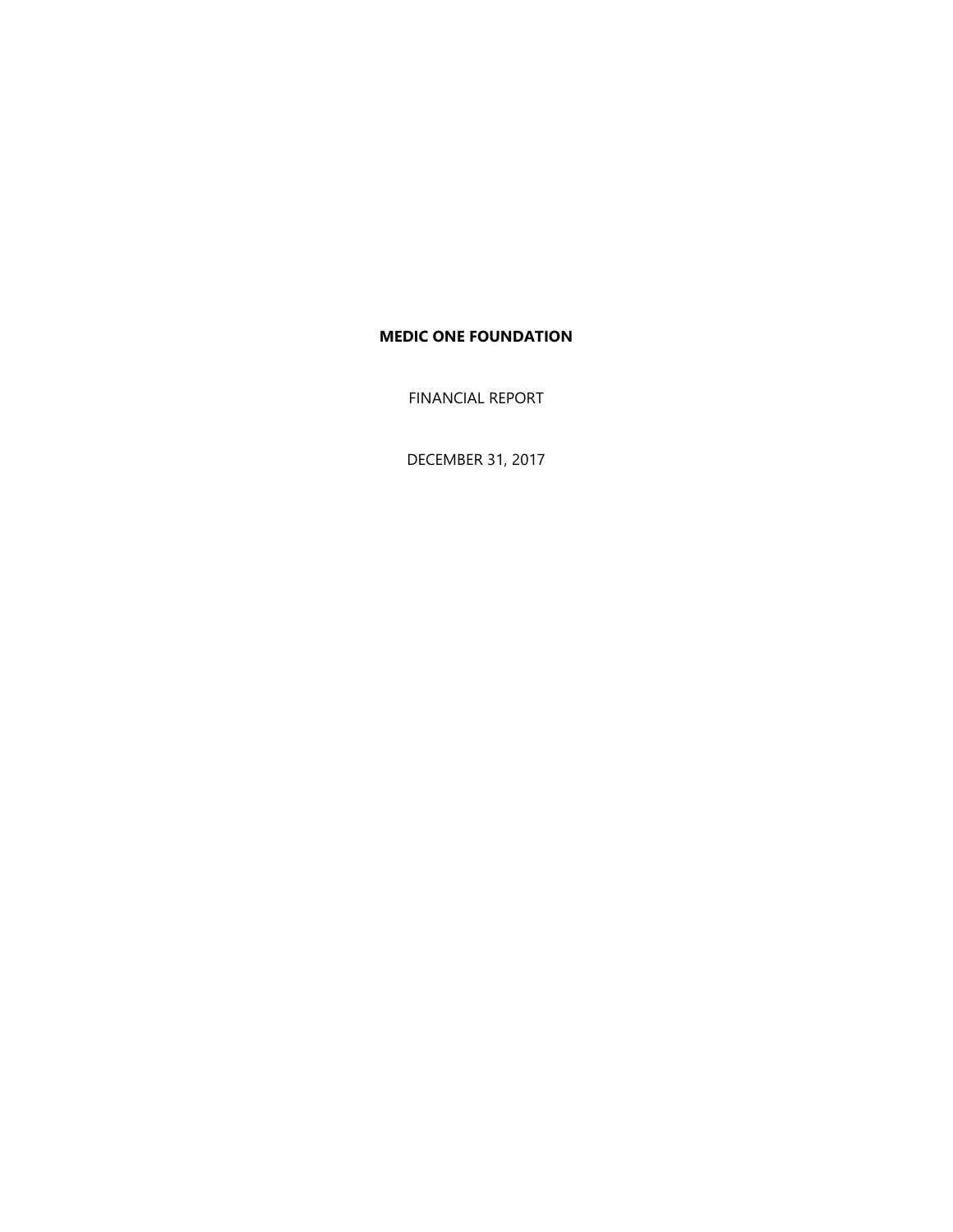# MEDIC ONE FOUNDATION

FINANCIAL REPORT

DECEMBER 31, 2017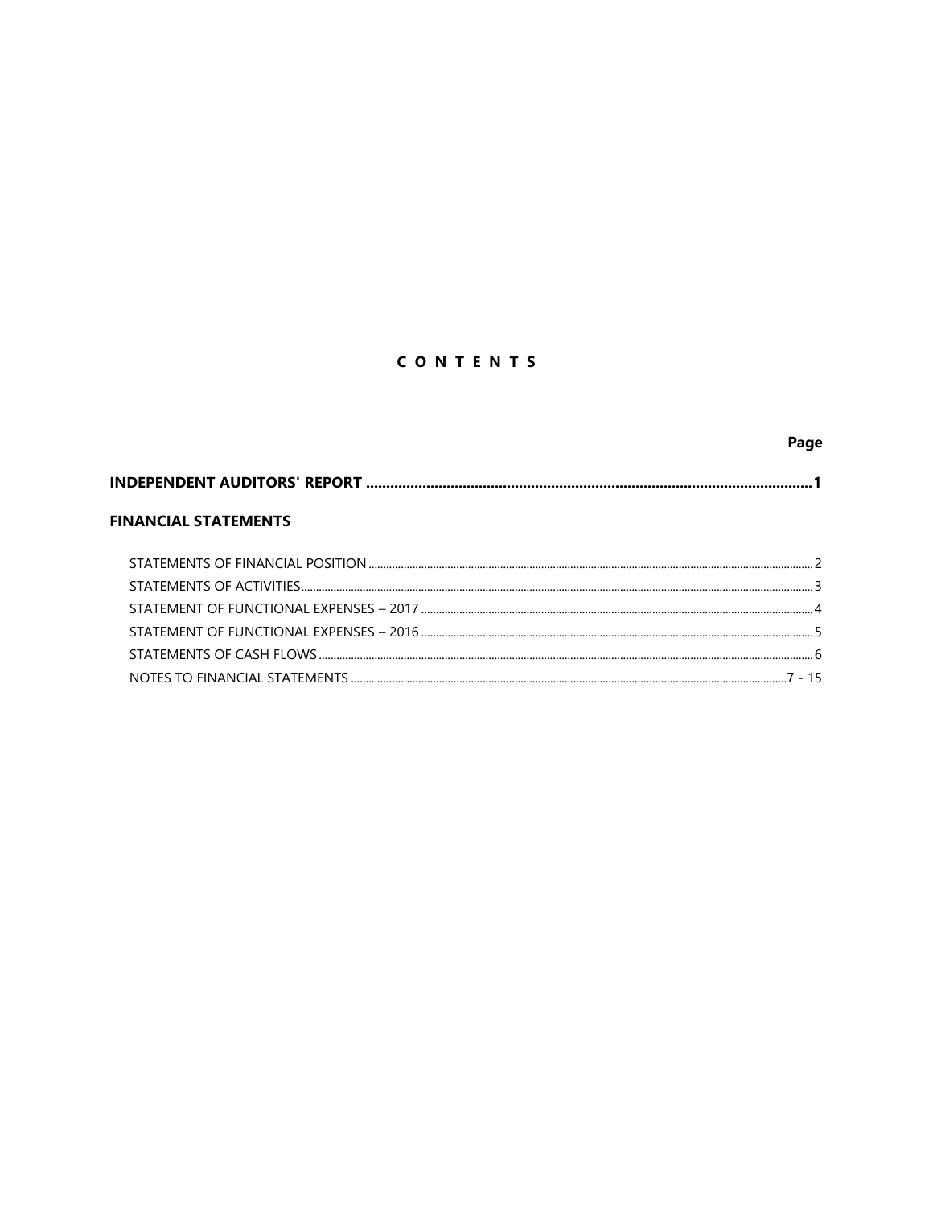# CONTENTS

| | Page |
|---|---|
| **INDEPENDENT AUDITORS' REPORT** | **1** |
| **FINANCIAL STATEMENTS** | |
| STATEMENTS OF FINANCIAL POSITION | 2 |
| STATEMENTS OF ACTIVITIES | 3 |
| STATEMENT OF FUNCTIONAL EXPENSES – 2017 | 4 |
| STATEMENT OF FUNCTIONAL EXPENSES – 2016 | 5 |
| STATEMENTS OF CASH FLOWS | 6 |
| NOTES TO FINANCIAL STATEMENTS | 7 - 15 |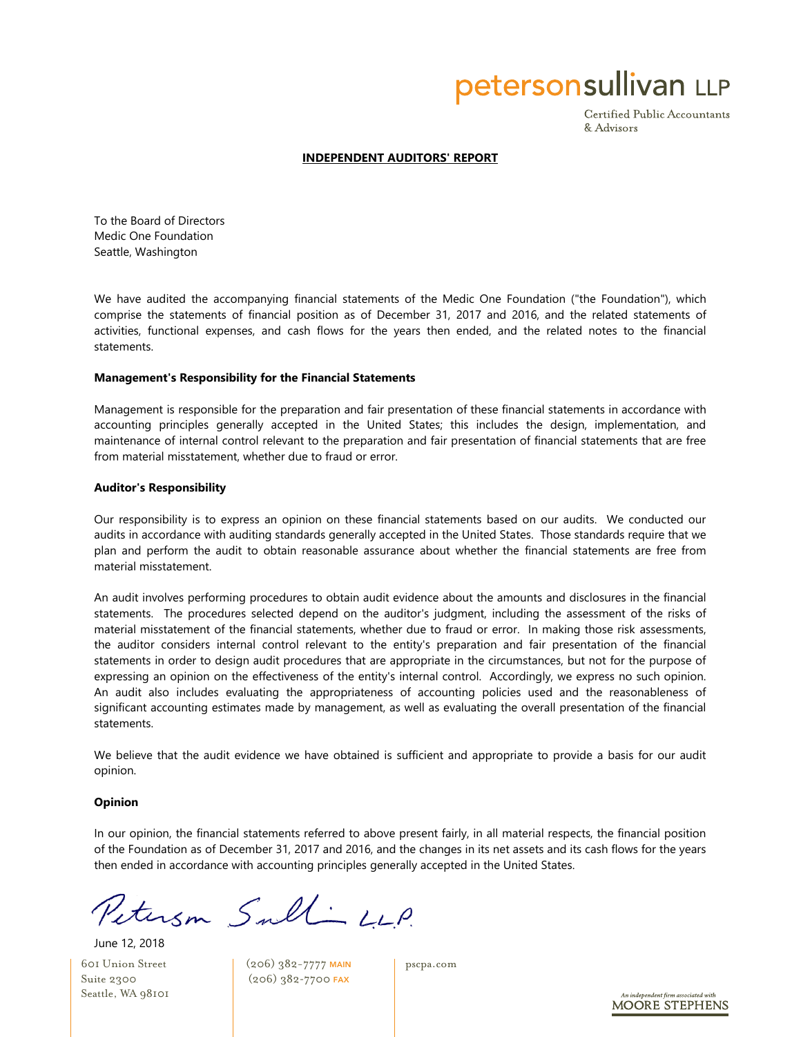# INDEPENDENT AUDITORS' REPORT

To the Board of Directors
Medic One Foundation
Seattle, Washington

We have audited the accompanying financial statements of the Medic One Foundation ("the Foundation"), which comprise the statements of financial position as of December 31, 2017 and 2016, and the related statements of activities, functional expenses, and cash flows for the years then ended, and the related notes to the financial statements.

**Management's Responsibility for the Financial Statements**

Management is responsible for the preparation and fair presentation of these financial statements in accordance with accounting principles generally accepted in the United States; this includes the design, implementation, and maintenance of internal control relevant to the preparation and fair presentation of financial statements that are free from material misstatement, whether due to fraud or error.

**Auditor's Responsibility**

Our responsibility is to express an opinion on these financial statements based on our audits. We conducted our audits in accordance with auditing standards generally accepted in the United States. Those standards require that we plan and perform the audit to obtain reasonable assurance about whether the financial statements are free from material misstatement.

An audit involves performing procedures to obtain audit evidence about the amounts and disclosures in the financial statements. The procedures selected depend on the auditor's judgment, including the assessment of the risks of material misstatement of the financial statements, whether due to fraud or error. In making those risk assessments, the auditor considers internal control relevant to the entity's preparation and fair presentation of the financial statements in order to design audit procedures that are appropriate in the circumstances, but not for the purpose of expressing an opinion on the effectiveness of the entity's internal control. Accordingly, we express no such opinion. An audit also includes evaluating the appropriateness of accounting policies used and the reasonableness of significant accounting estimates made by management, as well as evaluating the overall presentation of the financial statements.

We believe that the audit evidence we have obtained is sufficient and appropriate to provide a basis for our audit opinion.

**Opinion**

In our opinion, the financial statements referred to above present fairly, in all material respects, the financial position of the Foundation as of December 31, 2017 and 2016, and the changes in its net assets and its cash flows for the years then ended in accordance with accounting principles generally accepted in the United States.

Peterson Sullivan LLP

June 12, 2018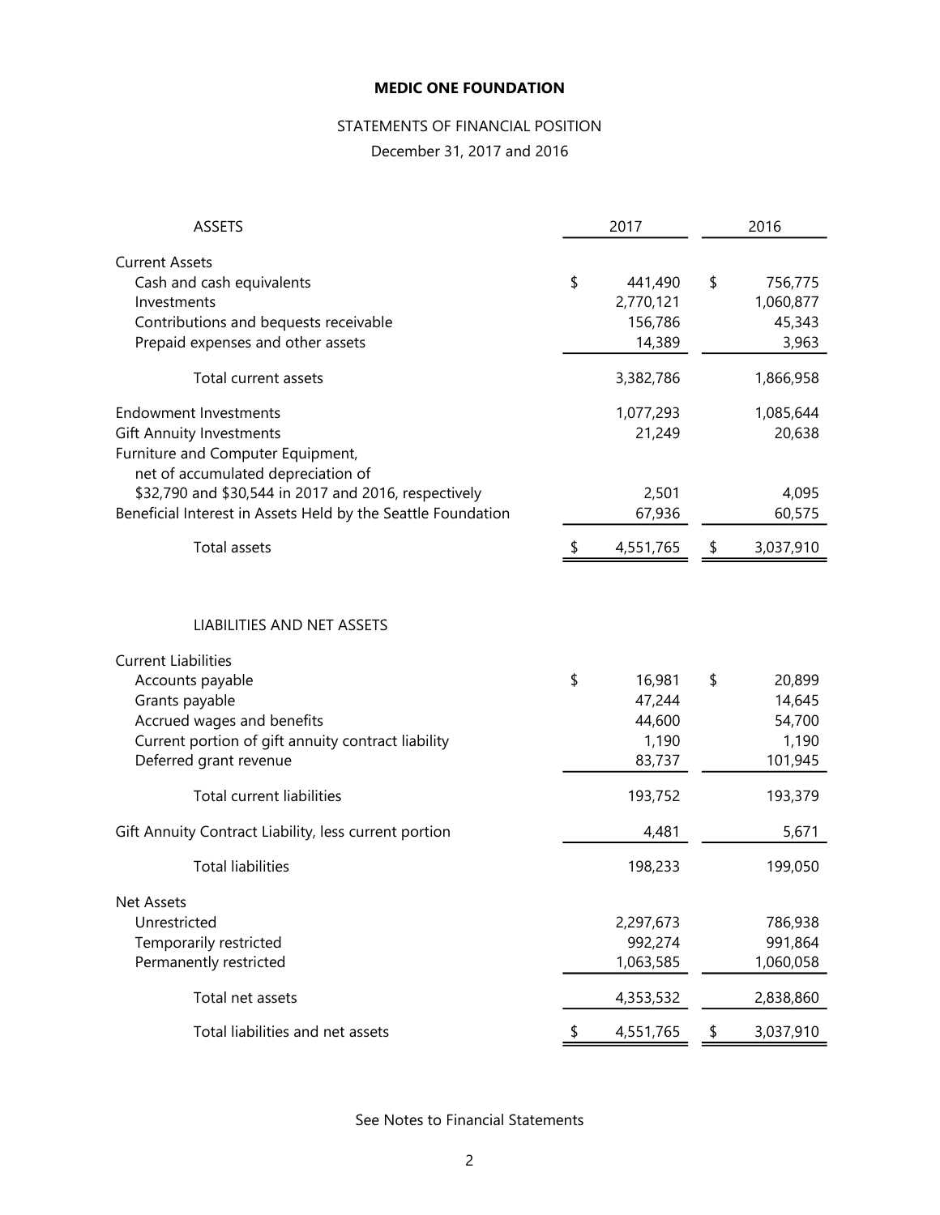# MEDIC ONE FOUNDATION

STATEMENTS OF FINANCIAL POSITION

December 31, 2017 and 2016

| ASSETS | 2017 | 2016 |
|---|---|---|
| **Current Assets** | | |
| Cash and cash equivalents | $ 441,490 | $ 756,775 |
| Investments | 2,770,121 | 1,060,877 |
| Contributions and bequests receivable | 156,786 | 45,343 |
| Prepaid expenses and other assets | 14,389 | 3,963 |
| Total current assets | 3,382,786 | 1,866,958 |
| Endowment Investments | 1,077,293 | 1,085,644 |
| Gift Annuity Investments | 21,249 | 20,638 |
| Furniture and Computer Equipment, net of accumulated depreciation of $32,790 and $30,544 in 2017 and 2016, respectively | 2,501 | 4,095 |
| Beneficial Interest in Assets Held by the Seattle Foundation | 67,936 | 60,575 |
| Total assets | $ 4,551,765 | $ 3,037,910 |

| LIABILITIES AND NET ASSETS | 2017 | 2016 |
|---|---|---|
| **Current Liabilities** | | |
| Accounts payable | $ 16,981 | $ 20,899 |
| Grants payable | 47,244 | 14,645 |
| Accrued wages and benefits | 44,600 | 54,700 |
| Current portion of gift annuity contract liability | 1,190 | 1,190 |
| Deferred grant revenue | 83,737 | 101,945 |
| Total current liabilities | 193,752 | 193,379 |
| Gift Annuity Contract Liability, less current portion | 4,481 | 5,671 |
| Total liabilities | 198,233 | 199,050 |
| **Net Assets** | | |
| Unrestricted | 2,297,673 | 786,938 |
| Temporarily restricted | 992,274 | 991,864 |
| Permanently restricted | 1,063,585 | 1,060,058 |
| Total net assets | 4,353,532 | 2,838,860 |
| Total liabilities and net assets | $ 4,551,765 | $ 3,037,910 |

See Notes to Financial Statements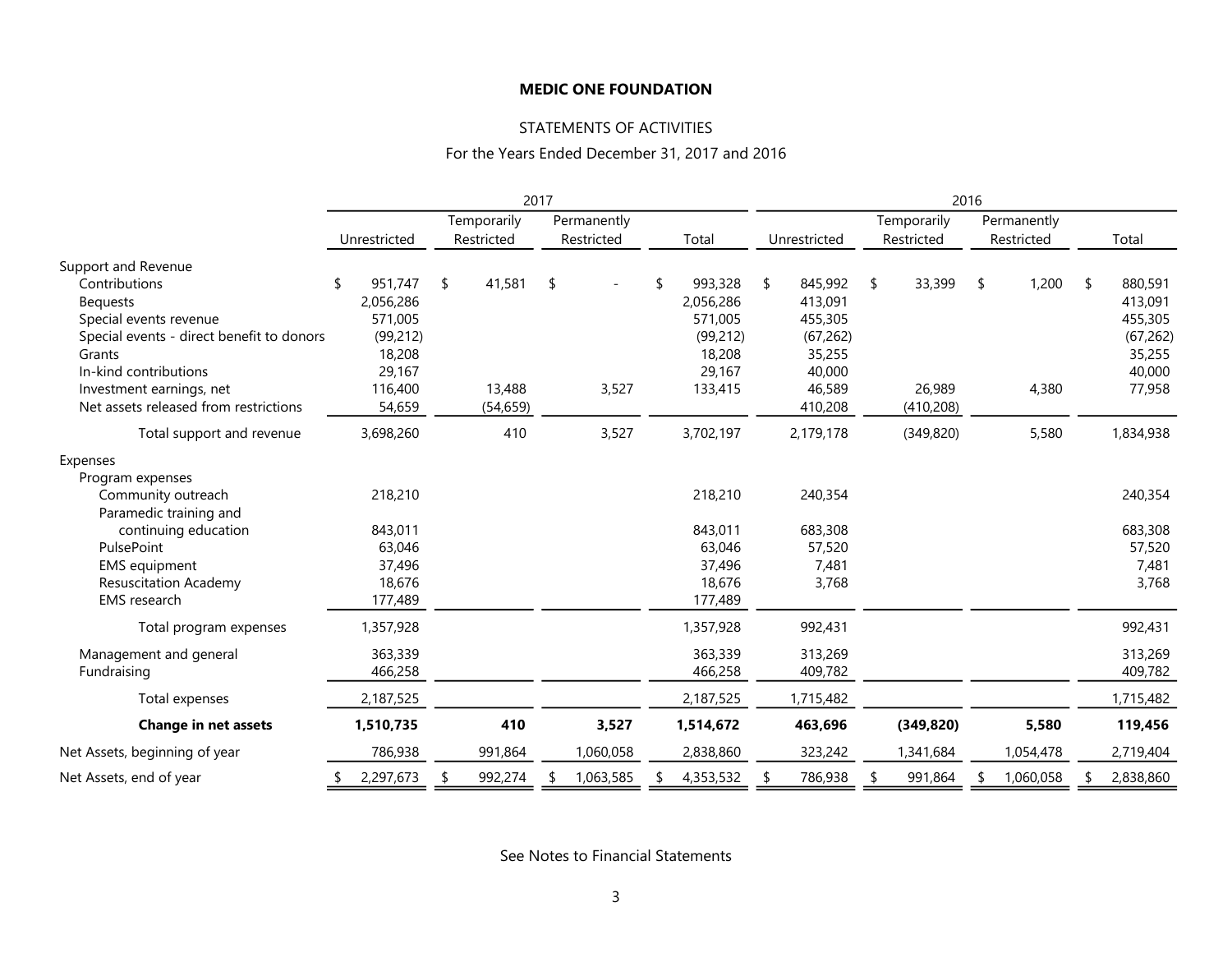**MEDIC ONE FOUNDATION**

STATEMENTS OF ACTIVITIES

For the Years Ended December 31, 2017 and 2016

| | 2017 | | | | 2016 | | | |
|---|---|---|---|---|---|---|---|---|
| | Unrestricted | Temporarily Restricted | Permanently Restricted | Total | Unrestricted | Temporarily Restricted | Permanently Restricted | Total |
| **Support and Revenue** | | | | | | | | |
| Contributions | $ 951,747 | $ 41,581 | $ - | $ 993,328 | $ 845,992 | $ 33,399 | $ 1,200 | $ 880,591 |
| Bequests | 2,056,286 | | | 2,056,286 | 413,091 | | | 413,091 |
| Special events revenue | 571,005 | | | 571,005 | 455,305 | | | 455,305 |
| Special events - direct benefit to donors | (99,212) | | | (99,212) | (67,262) | | | (67,262) |
| Grants | 18,208 | | | 18,208 | 35,255 | | | 35,255 |
| In-kind contributions | 29,167 | | | 29,167 | 40,000 | | | 40,000 |
| Investment earnings, net | 116,400 | 13,488 | 3,527 | 133,415 | 46,589 | 26,989 | 4,380 | 77,958 |
| Net assets released from restrictions | 54,659 | (54,659) | | | 410,208 | (410,208) | | |
| Total support and revenue | 3,698,260 | 410 | 3,527 | 3,702,197 | 2,179,178 | (349,820) | 5,580 | 1,834,938 |
| **Expenses** | | | | | | | | |
| Program expenses | | | | | | | | |
| Community outreach | 218,210 | | | 218,210 | 240,354 | | | 240,354 |
| Paramedic training and continuing education | 843,011 | | | 843,011 | 683,308 | | | 683,308 |
| PulsePoint | 63,046 | | | 63,046 | 57,520 | | | 57,520 |
| EMS equipment | 37,496 | | | 37,496 | 7,481 | | | 7,481 |
| Resuscitation Academy | 18,676 | | | 18,676 | 3,768 | | | 3,768 |
| EMS research | 177,489 | | | 177,489 | | | | |
| Total program expenses | 1,357,928 | | | 1,357,928 | 992,431 | | | 992,431 |
| Management and general | 363,339 | | | 363,339 | 313,269 | | | 313,269 |
| Fundraising | 466,258 | | | 466,258 | 409,782 | | | 409,782 |
| Total expenses | 2,187,525 | | | 2,187,525 | 1,715,482 | | | 1,715,482 |
| **Change in net assets** | **1,510,735** | **410** | **3,527** | **1,514,672** | **463,696** | **(349,820)** | **5,580** | **119,456** |
| Net Assets, beginning of year | 786,938 | 991,864 | 1,060,058 | 2,838,860 | 323,242 | 1,341,684 | 1,054,478 | 2,719,404 |
| Net Assets, end of year | $ 2,297,673 | $ 992,274 | $ 1,063,585 | $ 4,353,532 | $ 786,938 | $ 991,864 | $ 1,060,058 | $ 2,838,860 |

See Notes to Financial Statements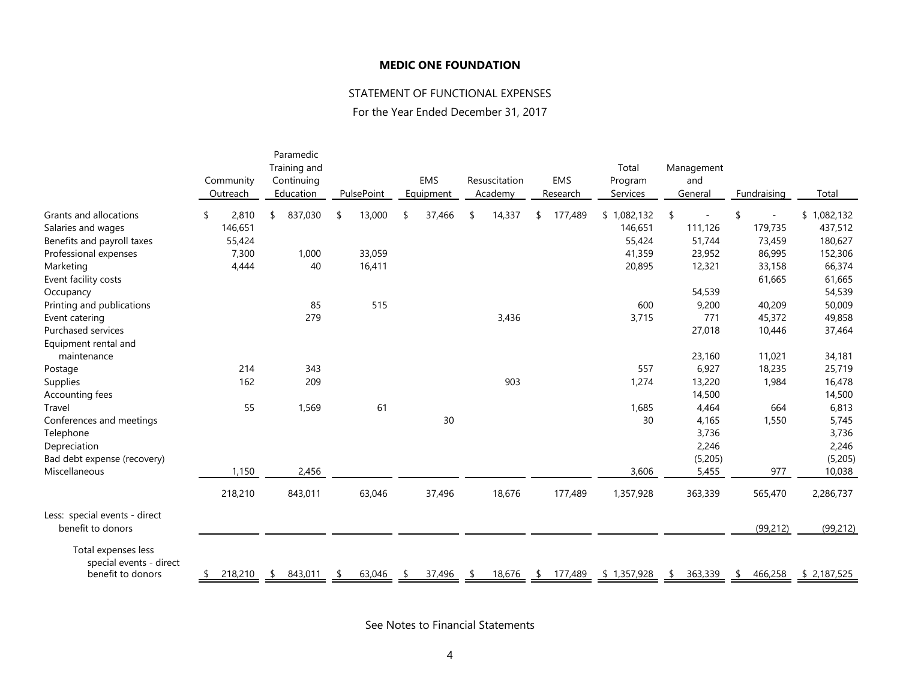**MEDIC ONE FOUNDATION**

STATEMENT OF FUNCTIONAL EXPENSES

For the Year Ended December 31, 2017

| | Community Outreach | Paramedic Training and Continuing Education | PulsePoint | EMS Equipment | Resuscitation Academy | EMS Research | Total Program Services | Management and General | Fundraising | Total |
|---|---|---|---|---|---|---|---|---|---|---|
| Grants and allocations | $ 2,810 | $ 837,030 | $ 13,000 | $ 37,466 | $ 14,337 | $ 177,489 | $ 1,082,132 | $ - | $ - | $ 1,082,132 |
| Salaries and wages | 146,651 | | | | | | 146,651 | 111,126 | 179,735 | 437,512 |
| Benefits and payroll taxes | 55,424 | | | | | | 55,424 | 51,744 | 73,459 | 180,627 |
| Professional expenses | 7,300 | 1,000 | 33,059 | | | | 41,359 | 23,952 | 86,995 | 152,306 |
| Marketing | 4,444 | 40 | 16,411 | | | | 20,895 | 12,321 | 33,158 | 66,374 |
| Event facility costs | | | | | | | | | 61,665 | 61,665 |
| Occupancy | | | | | | | | 54,539 | | 54,539 |
| Printing and publications | | 85 | 515 | | | | 600 | 9,200 | 40,209 | 50,009 |
| Event catering | | 279 | | | 3,436 | | 3,715 | 771 | 45,372 | 49,858 |
| Purchased services | | | | | | | | 27,018 | 10,446 | 37,464 |
| Equipment rental and maintenance | | | | | | | | 23,160 | 11,021 | 34,181 |
| Postage | 214 | 343 | | | | | 557 | 6,927 | 18,235 | 25,719 |
| Supplies | 162 | 209 | | | 903 | | 1,274 | 13,220 | 1,984 | 16,478 |
| Accounting fees | | | | | | | | 14,500 | | 14,500 |
| Travel | 55 | 1,569 | 61 | | | | 1,685 | 4,464 | 664 | 6,813 |
| Conferences and meetings | | | | 30 | | | 30 | 4,165 | 1,550 | 5,745 |
| Telephone | | | | | | | | 3,736 | | 3,736 |
| Depreciation | | | | | | | | 2,246 | | 2,246 |
| Bad debt expense (recovery) | | | | | | | | (5,205) | | (5,205) |
| Miscellaneous | 1,150 | 2,456 | | | | | 3,606 | 5,455 | 977 | 10,038 |
| | 218,210 | 843,011 | 63,046 | 37,496 | 18,676 | 177,489 | 1,357,928 | 363,339 | 565,470 | 2,286,737 |
| Less: special events - direct benefit to donors | | | | | | | | | (99,212) | (99,212) |
| Total expenses less special events - direct benefit to donors | $ 218,210 | $ 843,011 | $ 63,046 | $ 37,496 | $ 18,676 | $ 177,489 | $ 1,357,928 | $ 363,339 | $ 466,258 | $ 2,187,525 |

See Notes to Financial Statements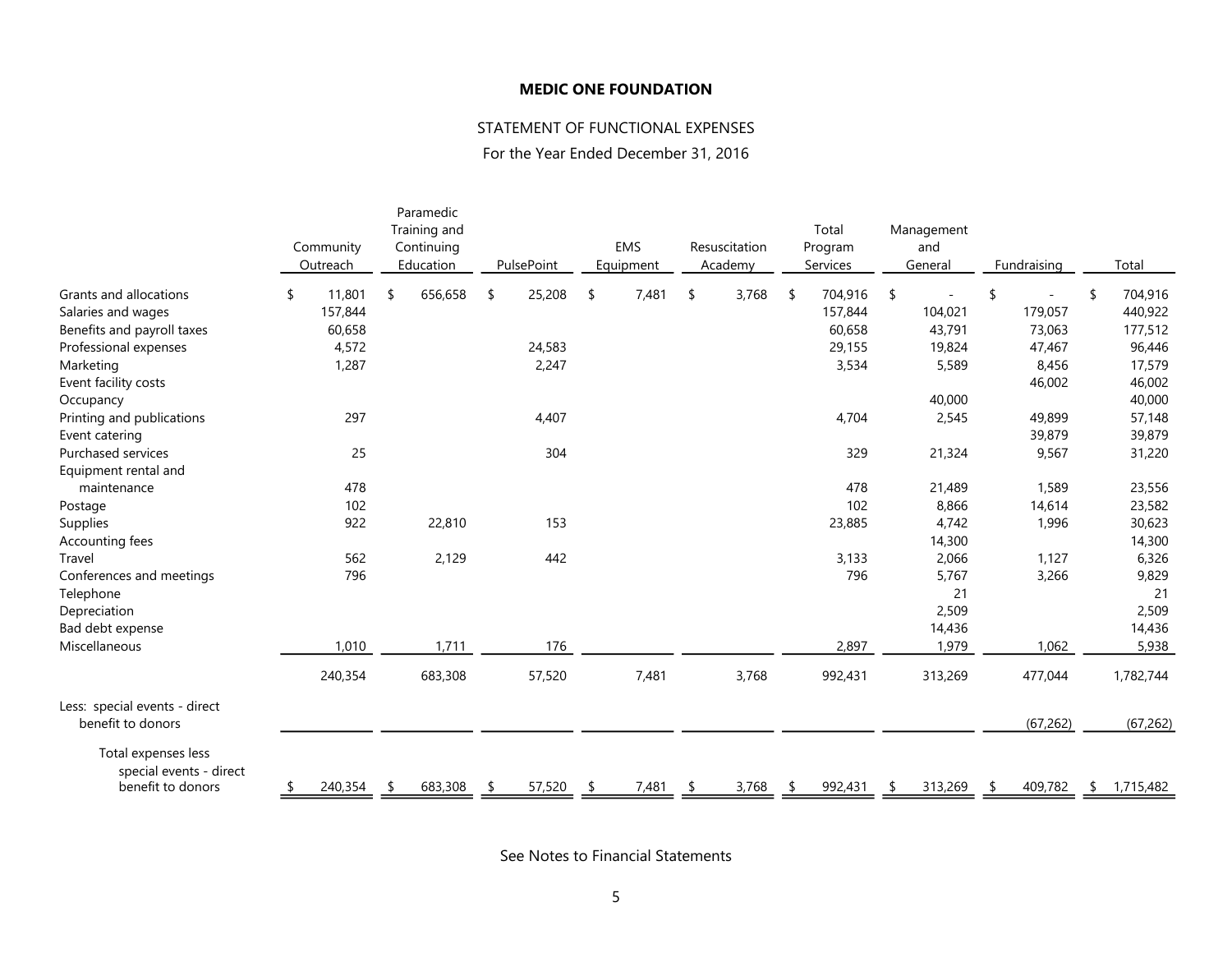**MEDIC ONE FOUNDATION**

STATEMENT OF FUNCTIONAL EXPENSES

For the Year Ended December 31, 2016

| | Community Outreach | Paramedic Training and Continuing Education | PulsePoint | EMS Equipment | Resuscitation Academy | Total Program Services | Management and General | Fundraising | Total |
|---|---|---|---|---|---|---|---|---|---|
| Grants and allocations | $ 11,801 | $ 656,658 | $ 25,208 | $ 7,481 | $ 3,768 | $ 704,916 | $ - | $ - | $ 704,916 |
| Salaries and wages | 157,844 | | | | | 157,844 | 104,021 | 179,057 | 440,922 |
| Benefits and payroll taxes | 60,658 | | | | | 60,658 | 43,791 | 73,063 | 177,512 |
| Professional expenses | 4,572 | | 24,583 | | | 29,155 | 19,824 | 47,467 | 96,446 |
| Marketing | 1,287 | | 2,247 | | | 3,534 | 5,589 | 8,456 | 17,579 |
| Event facility costs | | | | | | | | 46,002 | 46,002 |
| Occupancy | | | | | | | 40,000 | | 40,000 |
| Printing and publications | 297 | | 4,407 | | | 4,704 | 2,545 | 49,899 | 57,148 |
| Event catering | | | | | | | | 39,879 | 39,879 |
| Purchased services | 25 | | 304 | | | 329 | 21,324 | 9,567 | 31,220 |
| Equipment rental and maintenance | 478 | | | | | 478 | 21,489 | 1,589 | 23,556 |
| Postage | 102 | | | | | 102 | 8,866 | 14,614 | 23,582 |
| Supplies | 922 | 22,810 | 153 | | | 23,885 | 4,742 | 1,996 | 30,623 |
| Accounting fees | | | | | | | 14,300 | | 14,300 |
| Travel | 562 | 2,129 | 442 | | | 3,133 | 2,066 | 1,127 | 6,326 |
| Conferences and meetings | 796 | | | | | 796 | 5,767 | 3,266 | 9,829 |
| Telephone | | | | | | | 21 | | 21 |
| Depreciation | | | | | | | 2,509 | | 2,509 |
| Bad debt expense | | | | | | | 14,436 | | 14,436 |
| Miscellaneous | 1,010 | 1,711 | 176 | | | 2,897 | 1,979 | 1,062 | 5,938 |
| | 240,354 | 683,308 | 57,520 | 7,481 | 3,768 | 992,431 | 313,269 | 477,044 | 1,782,744 |
| Less: special events - direct benefit to donors | | | | | | | | (67,262) | (67,262) |
| Total expenses less special events - direct benefit to donors | $ 240,354 | $ 683,308 | $ 57,520 | $ 7,481 | $ 3,768 | $ 992,431 | $ 313,269 | $ 409,782 | $ 1,715,482 |

See Notes to Financial Statements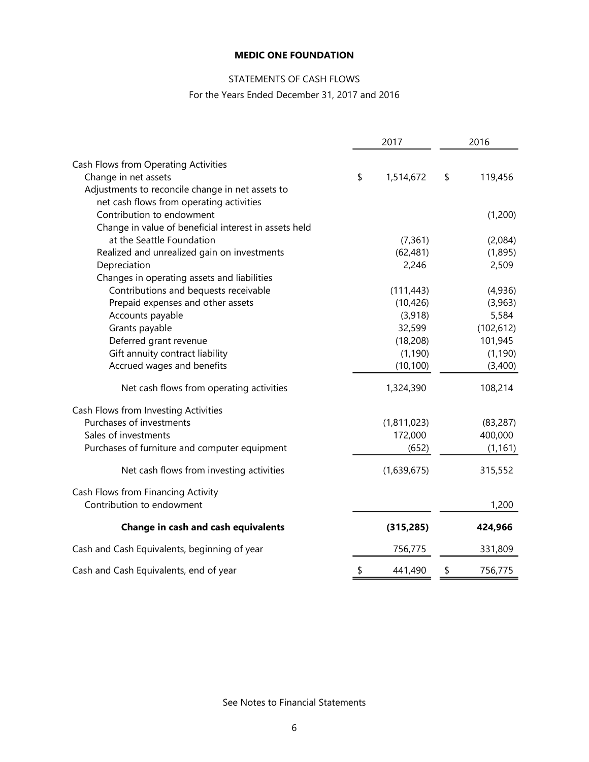**MEDIC ONE FOUNDATION**

STATEMENTS OF CASH FLOWS

For the Years Ended December 31, 2017 and 2016

| | 2017 | 2016 |
|---|---|---|
| Cash Flows from Operating Activities | | |
| Change in net assets | $ 1,514,672 | $ 119,456 |
| Adjustments to reconcile change in net assets to net cash flows from operating activities | | |
| Contribution to endowment | | (1,200) |
| Change in value of beneficial interest in assets held at the Seattle Foundation | (7,361) | (2,084) |
| Realized and unrealized gain on investments | (62,481) | (1,895) |
| Depreciation | 2,246 | 2,509 |
| Changes in operating assets and liabilities | | |
| Contributions and bequests receivable | (111,443) | (4,936) |
| Prepaid expenses and other assets | (10,426) | (3,963) |
| Accounts payable | (3,918) | 5,584 |
| Grants payable | 32,599 | (102,612) |
| Deferred grant revenue | (18,208) | 101,945 |
| Gift annuity contract liability | (1,190) | (1,190) |
| Accrued wages and benefits | (10,100) | (3,400) |
| Net cash flows from operating activities | 1,324,390 | 108,214 |
| Cash Flows from Investing Activities | | |
| Purchases of investments | (1,811,023) | (83,287) |
| Sales of investments | 172,000 | 400,000 |
| Purchases of furniture and computer equipment | (652) | (1,161) |
| Net cash flows from investing activities | (1,639,675) | 315,552 |
| Cash Flows from Financing Activity | | |
| Contribution to endowment | | 1,200 |
| **Change in cash and cash equivalents** | **(315,285)** | **424,966** |
| Cash and Cash Equivalents, beginning of year | 756,775 | 331,809 |
| Cash and Cash Equivalents, end of year | $ 441,490 | $ 756,775 |

See Notes to Financial Statements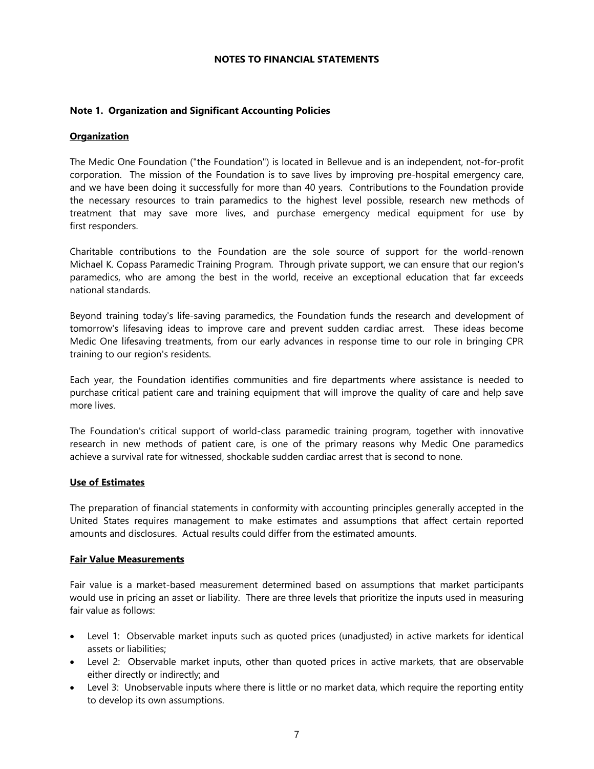# NOTES TO FINANCIAL STATEMENTS

## Note 1. Organization and Significant Accounting Policies

### Organization

The Medic One Foundation ("the Foundation") is located in Bellevue and is an independent, not-for-profit corporation. The mission of the Foundation is to save lives by improving pre-hospital emergency care, and we have been doing it successfully for more than 40 years. Contributions to the Foundation provide the necessary resources to train paramedics to the highest level possible, research new methods of treatment that may save more lives, and purchase emergency medical equipment for use by first responders.

Charitable contributions to the Foundation are the sole source of support for the world-renown Michael K. Copass Paramedic Training Program. Through private support, we can ensure that our region's paramedics, who are among the best in the world, receive an exceptional education that far exceeds national standards.

Beyond training today's life-saving paramedics, the Foundation funds the research and development of tomorrow's lifesaving ideas to improve care and prevent sudden cardiac arrest. These ideas become Medic One lifesaving treatments, from our early advances in response time to our role in bringing CPR training to our region's residents.

Each year, the Foundation identifies communities and fire departments where assistance is needed to purchase critical patient care and training equipment that will improve the quality of care and help save more lives.

The Foundation's critical support of world-class paramedic training program, together with innovative research in new methods of patient care, is one of the primary reasons why Medic One paramedics achieve a survival rate for witnessed, shockable sudden cardiac arrest that is second to none.

### Use of Estimates

The preparation of financial statements in conformity with accounting principles generally accepted in the United States requires management to make estimates and assumptions that affect certain reported amounts and disclosures. Actual results could differ from the estimated amounts.

### Fair Value Measurements

Fair value is a market-based measurement determined based on assumptions that market participants would use in pricing an asset or liability. There are three levels that prioritize the inputs used in measuring fair value as follows:

- Level 1: Observable market inputs such as quoted prices (unadjusted) in active markets for identical assets or liabilities;
- Level 2: Observable market inputs, other than quoted prices in active markets, that are observable either directly or indirectly; and
- Level 3: Unobservable inputs where there is little or no market data, which require the reporting entity to develop its own assumptions.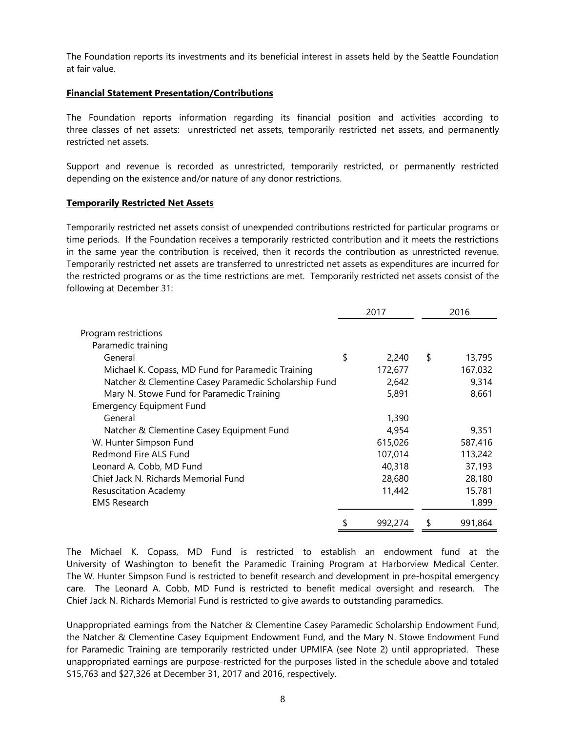The Foundation reports its investments and its beneficial interest in assets held by the Seattle Foundation at fair value.

**Financial Statement Presentation/Contributions**

The Foundation reports information regarding its financial position and activities according to three classes of net assets: unrestricted net assets, temporarily restricted net assets, and permanently restricted net assets.

Support and revenue is recorded as unrestricted, temporarily restricted, or permanently restricted depending on the existence and/or nature of any donor restrictions.

**Temporarily Restricted Net Assets**

Temporarily restricted net assets consist of unexpended contributions restricted for particular programs or time periods. If the Foundation receives a temporarily restricted contribution and it meets the restrictions in the same year the contribution is received, then it records the contribution as unrestricted revenue. Temporarily restricted net assets are transferred to unrestricted net assets as expenditures are incurred for the restricted programs or as the time restrictions are met. Temporarily restricted net assets consist of the following at December 31:

| | 2017 | 2016 |
|---|---|---|
| Program restrictions | | |
| Paramedic training | | |
| General | $ 2,240 | $ 13,795 |
| Michael K. Copass, MD Fund for Paramedic Training | 172,677 | 167,032 |
| Natcher & Clementine Casey Paramedic Scholarship Fund | 2,642 | 9,314 |
| Mary N. Stowe Fund for Paramedic Training | 5,891 | 8,661 |
| Emergency Equipment Fund | | |
| General | 1,390 | |
| Natcher & Clementine Casey Equipment Fund | 4,954 | 9,351 |
| W. Hunter Simpson Fund | 615,026 | 587,416 |
| Redmond Fire ALS Fund | 107,014 | 113,242 |
| Leonard A. Cobb, MD Fund | 40,318 | 37,193 |
| Chief Jack N. Richards Memorial Fund | 28,680 | 28,180 |
| Resuscitation Academy | 11,442 | 15,781 |
| EMS Research | | 1,899 |
| | $ 992,274 | $ 991,864 |

The Michael K. Copass, MD Fund is restricted to establish an endowment fund at the University of Washington to benefit the Paramedic Training Program at Harborview Medical Center. The W. Hunter Simpson Fund is restricted to benefit research and development in pre-hospital emergency care. The Leonard A. Cobb, MD Fund is restricted to benefit medical oversight and research. The Chief Jack N. Richards Memorial Fund is restricted to give awards to outstanding paramedics.

Unappropriated earnings from the Natcher & Clementine Casey Paramedic Scholarship Endowment Fund, the Natcher & Clementine Casey Equipment Endowment Fund, and the Mary N. Stowe Endowment Fund for Paramedic Training are temporarily restricted under UPMIFA (see Note 2) until appropriated. These unappropriated earnings are purpose-restricted for the purposes listed in the schedule above and totaled $15,763 and $27,326 at December 31, 2017 and 2016, respectively.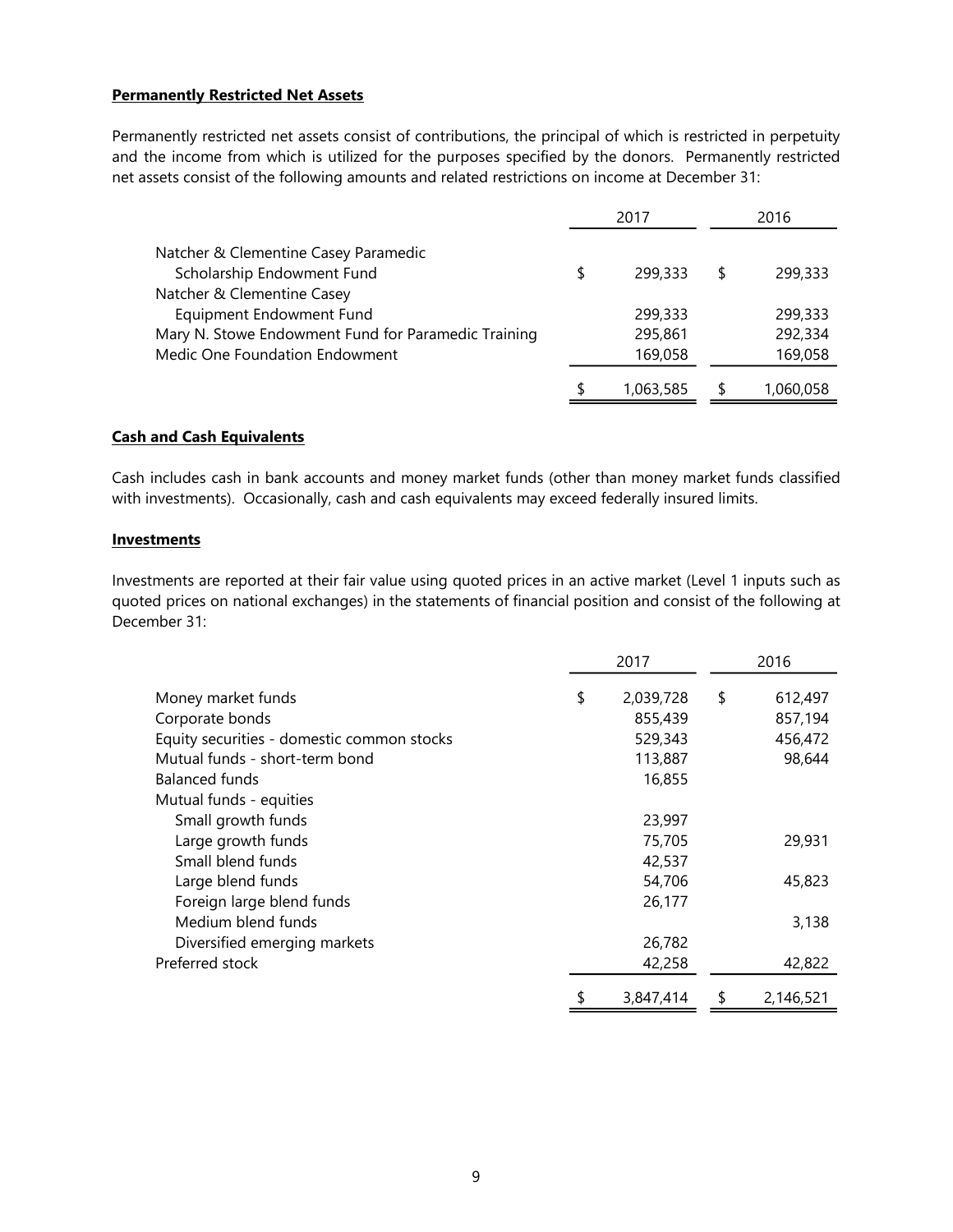**Permanently Restricted Net Assets**

Permanently restricted net assets consist of contributions, the principal of which is restricted in perpetuity and the income from which is utilized for the purposes specified by the donors. Permanently restricted net assets consist of the following amounts and related restrictions on income at December 31:

| | 2017 | 2016 |
|---|---|---|
| Natcher & Clementine Casey Paramedic Scholarship Endowment Fund | $ 299,333 | $ 299,333 |
| Natcher & Clementine Casey Equipment Endowment Fund | 299,333 | 299,333 |
| Mary N. Stowe Endowment Fund for Paramedic Training | 295,861 | 292,334 |
| Medic One Foundation Endowment | 169,058 | 169,058 |
| | $ 1,063,585 | $ 1,060,058 |

**Cash and Cash Equivalents**

Cash includes cash in bank accounts and money market funds (other than money market funds classified with investments). Occasionally, cash and cash equivalents may exceed federally insured limits.

**Investments**

Investments are reported at their fair value using quoted prices in an active market (Level 1 inputs such as quoted prices on national exchanges) in the statements of financial position and consist of the following at December 31:

| | 2017 | 2016 |
|---|---|---|
| Money market funds | $ 2,039,728 | $ 612,497 |
| Corporate bonds | 855,439 | 857,194 |
| Equity securities - domestic common stocks | 529,343 | 456,472 |
| Mutual funds - short-term bond | 113,887 | 98,644 |
| Balanced funds | 16,855 | |
| Mutual funds - equities | | |
| Small growth funds | 23,997 | |
| Large growth funds | 75,705 | 29,931 |
| Small blend funds | 42,537 | |
| Large blend funds | 54,706 | 45,823 |
| Foreign large blend funds | 26,177 | |
| Medium blend funds | | 3,138 |
| Diversified emerging markets | 26,782 | |
| Preferred stock | 42,258 | 42,822 |
| | $ 3,847,414 | $ 2,146,521 |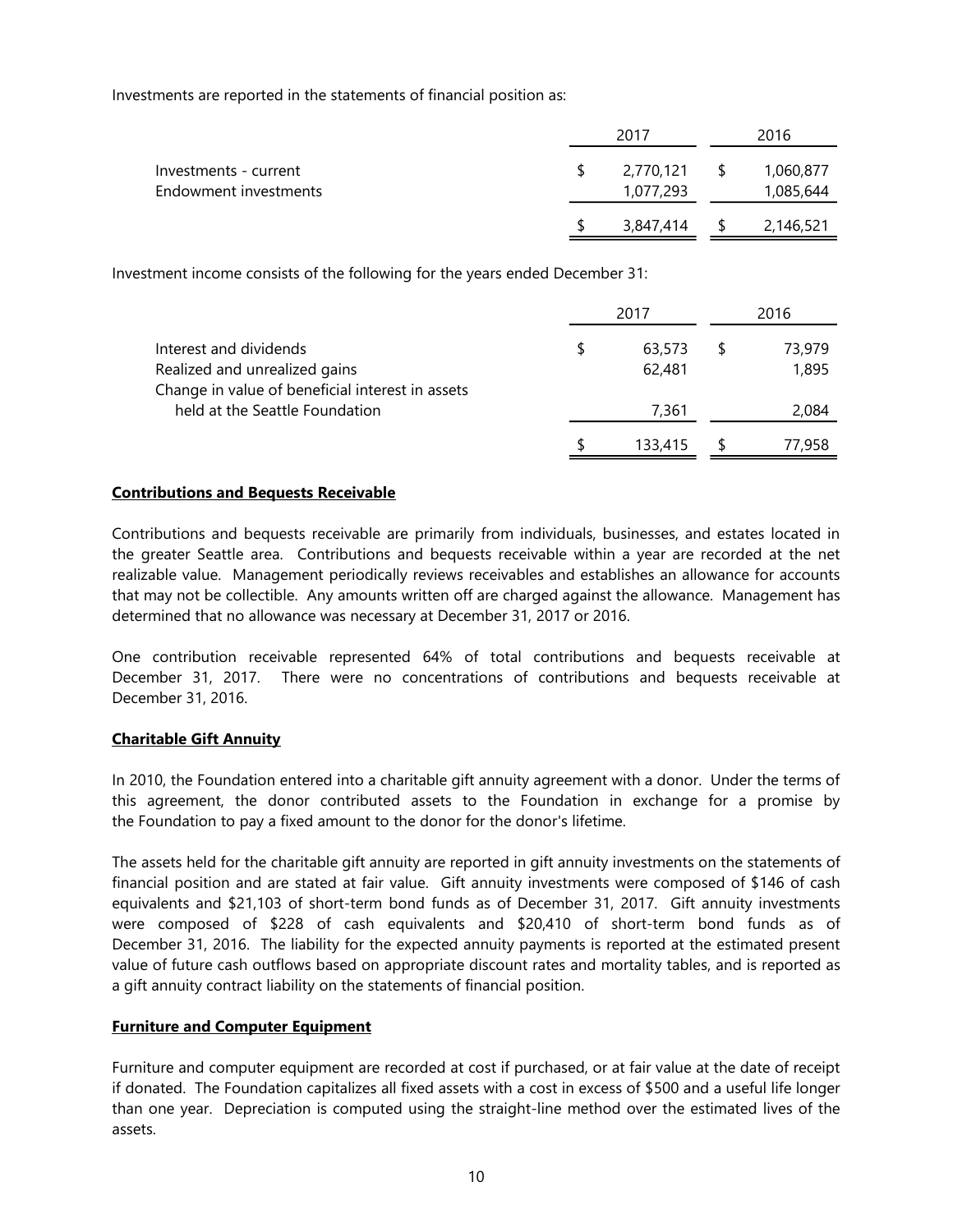Investments are reported in the statements of financial position as:

| | 2017 | 2016 |
|---|---|---|
| Investments - current | $ 2,770,121 | $ 1,060,877 |
| Endowment investments | 1,077,293 | 1,085,644 |
| | $ 3,847,414 | $ 2,146,521 |

Investment income consists of the following for the years ended December 31:

| | 2017 | 2016 |
|---|---|---|
| Interest and dividends | $ 63,573 | $ 73,979 |
| Realized and unrealized gains | 62,481 | 1,895 |
| Change in value of beneficial interest in assets held at the Seattle Foundation | 7,361 | 2,084 |
| | $ 133,415 | $ 77,958 |

**Contributions and Bequests Receivable**

Contributions and bequests receivable are primarily from individuals, businesses, and estates located in the greater Seattle area. Contributions and bequests receivable within a year are recorded at the net realizable value. Management periodically reviews receivables and establishes an allowance for accounts that may not be collectible. Any amounts written off are charged against the allowance. Management has determined that no allowance was necessary at December 31, 2017 or 2016.

One contribution receivable represented 64% of total contributions and bequests receivable at December 31, 2017. There were no concentrations of contributions and bequests receivable at December 31, 2016.

**Charitable Gift Annuity**

In 2010, the Foundation entered into a charitable gift annuity agreement with a donor. Under the terms of this agreement, the donor contributed assets to the Foundation in exchange for a promise by the Foundation to pay a fixed amount to the donor for the donor's lifetime.

The assets held for the charitable gift annuity are reported in gift annuity investments on the statements of financial position and are stated at fair value. Gift annuity investments were composed of $146 of cash equivalents and $21,103 of short-term bond funds as of December 31, 2017. Gift annuity investments were composed of $228 of cash equivalents and $20,410 of short-term bond funds as of December 31, 2016. The liability for the expected annuity payments is reported at the estimated present value of future cash outflows based on appropriate discount rates and mortality tables, and is reported as a gift annuity contract liability on the statements of financial position.

**Furniture and Computer Equipment**

Furniture and computer equipment are recorded at cost if purchased, or at fair value at the date of receipt if donated. The Foundation capitalizes all fixed assets with a cost in excess of $500 and a useful life longer than one year. Depreciation is computed using the straight-line method over the estimated lives of the assets.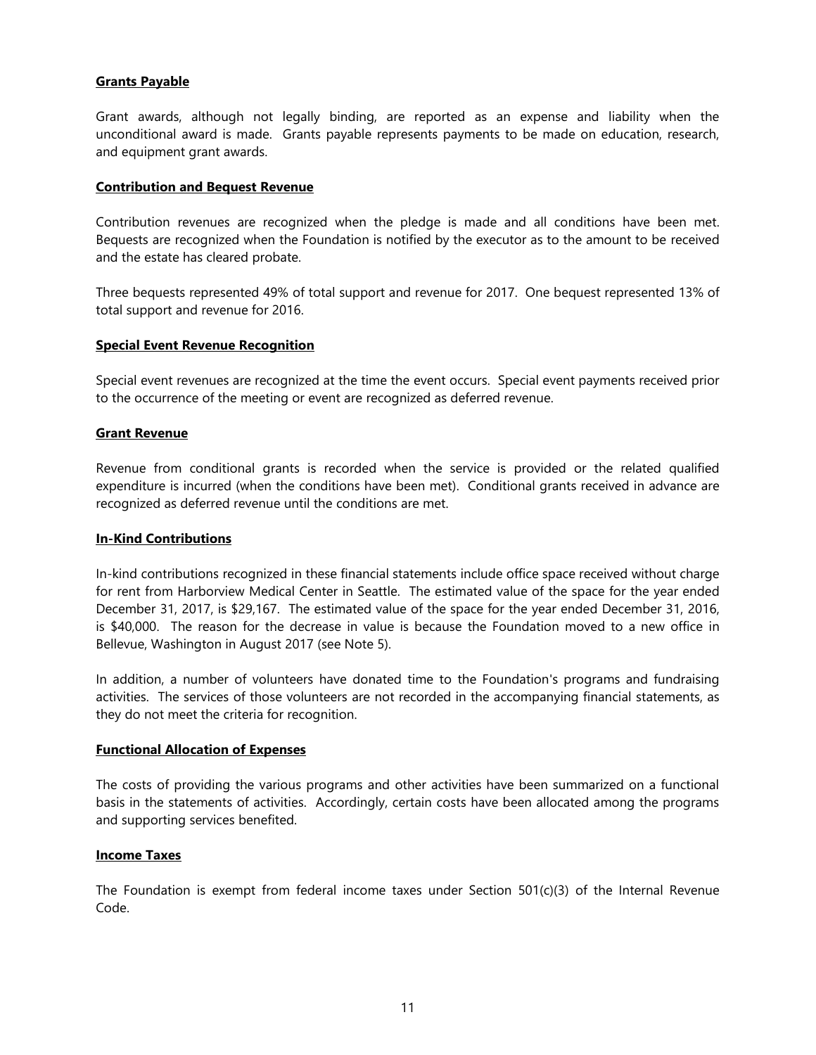**Grants Payable**

Grant awards, although not legally binding, are reported as an expense and liability when the unconditional award is made. Grants payable represents payments to be made on education, research, and equipment grant awards.

**Contribution and Bequest Revenue**

Contribution revenues are recognized when the pledge is made and all conditions have been met. Bequests are recognized when the Foundation is notified by the executor as to the amount to be received and the estate has cleared probate.

Three bequests represented 49% of total support and revenue for 2017. One bequest represented 13% of total support and revenue for 2016.

**Special Event Revenue Recognition**

Special event revenues are recognized at the time the event occurs. Special event payments received prior to the occurrence of the meeting or event are recognized as deferred revenue.

**Grant Revenue**

Revenue from conditional grants is recorded when the service is provided or the related qualified expenditure is incurred (when the conditions have been met). Conditional grants received in advance are recognized as deferred revenue until the conditions are met.

**In-Kind Contributions**

In-kind contributions recognized in these financial statements include office space received without charge for rent from Harborview Medical Center in Seattle. The estimated value of the space for the year ended December 31, 2017, is $29,167. The estimated value of the space for the year ended December 31, 2016, is $40,000. The reason for the decrease in value is because the Foundation moved to a new office in Bellevue, Washington in August 2017 (see Note 5).

In addition, a number of volunteers have donated time to the Foundation's programs and fundraising activities. The services of those volunteers are not recorded in the accompanying financial statements, as they do not meet the criteria for recognition.

**Functional Allocation of Expenses**

The costs of providing the various programs and other activities have been summarized on a functional basis in the statements of activities. Accordingly, certain costs have been allocated among the programs and supporting services benefited.

**Income Taxes**

The Foundation is exempt from federal income taxes under Section 501(c)(3) of the Internal Revenue Code.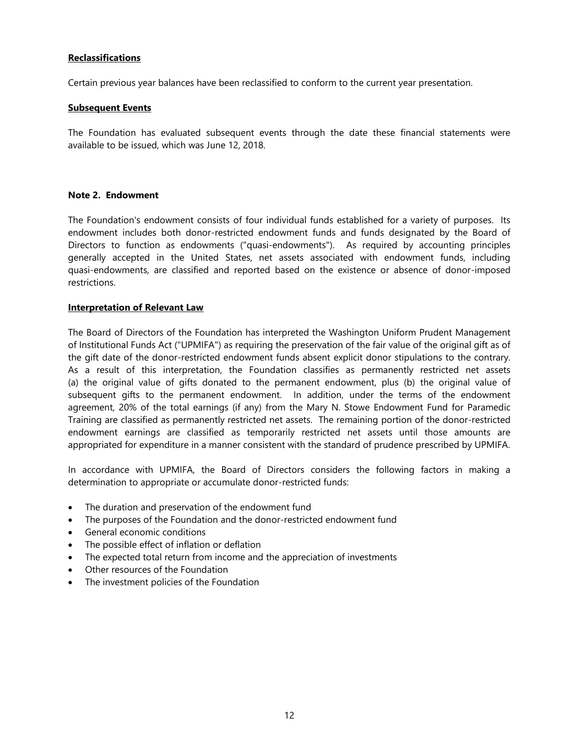**Reclassifications**

Certain previous year balances have been reclassified to conform to the current year presentation.

**Subsequent Events**

The Foundation has evaluated subsequent events through the date these financial statements were available to be issued, which was June 12, 2018.

## Note 2. Endowment

The Foundation's endowment consists of four individual funds established for a variety of purposes. Its endowment includes both donor-restricted endowment funds and funds designated by the Board of Directors to function as endowments ("quasi-endowments"). As required by accounting principles generally accepted in the United States, net assets associated with endowment funds, including quasi-endowments, are classified and reported based on the existence or absence of donor-imposed restrictions.

**Interpretation of Relevant Law**

The Board of Directors of the Foundation has interpreted the Washington Uniform Prudent Management of Institutional Funds Act ("UPMIFA") as requiring the preservation of the fair value of the original gift as of the gift date of the donor-restricted endowment funds absent explicit donor stipulations to the contrary. As a result of this interpretation, the Foundation classifies as permanently restricted net assets (a) the original value of gifts donated to the permanent endowment, plus (b) the original value of subsequent gifts to the permanent endowment. In addition, under the terms of the endowment agreement, 20% of the total earnings (if any) from the Mary N. Stowe Endowment Fund for Paramedic Training are classified as permanently restricted net assets. The remaining portion of the donor-restricted endowment earnings are classified as temporarily restricted net assets until those amounts are appropriated for expenditure in a manner consistent with the standard of prudence prescribed by UPMIFA.

In accordance with UPMIFA, the Board of Directors considers the following factors in making a determination to appropriate or accumulate donor-restricted funds:

- The duration and preservation of the endowment fund
- The purposes of the Foundation and the donor-restricted endowment fund
- General economic conditions
- The possible effect of inflation or deflation
- The expected total return from income and the appreciation of investments
- Other resources of the Foundation
- The investment policies of the Foundation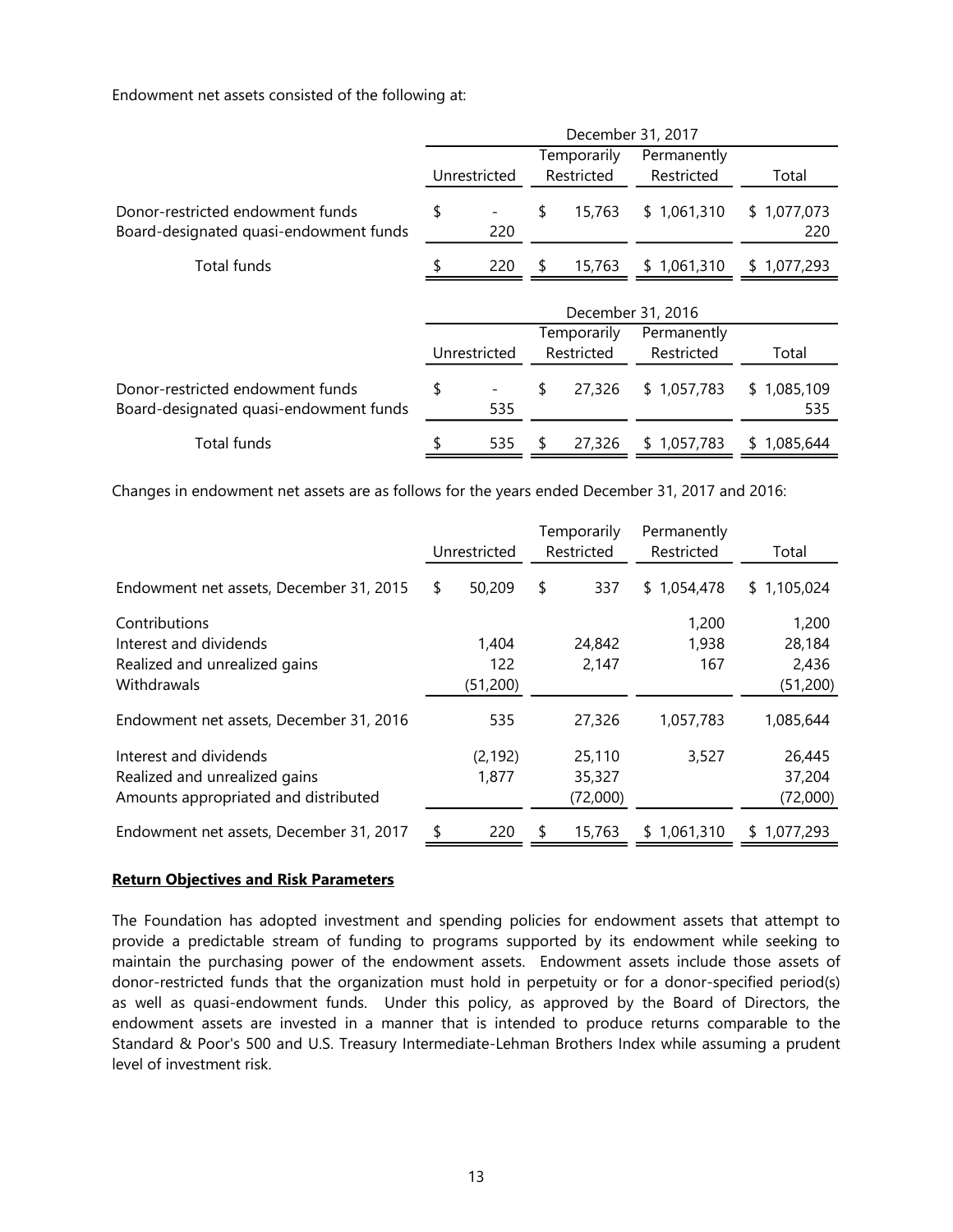Endowment net assets consisted of the following at:

| | December 31, 2017 | | | |
|---|---|---|---|---|
| | Unrestricted | Temporarily Restricted | Permanently Restricted | Total |
| Donor-restricted endowment funds | $ - | $ 15,763 | $ 1,061,310 | $ 1,077,073 |
| Board-designated quasi-endowment funds | 220 | | | 220 |
| Total funds | $ 220 | $ 15,763 | $ 1,061,310 | $ 1,077,293 |

| | December 31, 2016 | | | |
|---|---|---|---|---|
| | Unrestricted | Temporarily Restricted | Permanently Restricted | Total |
| Donor-restricted endowment funds | $ - | $ 27,326 | $ 1,057,783 | $ 1,085,109 |
| Board-designated quasi-endowment funds | 535 | | | 535 |
| Total funds | $ 535 | $ 27,326 | $ 1,057,783 | $ 1,085,644 |

Changes in endowment net assets are as follows for the years ended December 31, 2017 and 2016:

| | Unrestricted | Temporarily Restricted | Permanently Restricted | Total |
|---|---|---|---|---|
| Endowment net assets, December 31, 2015 | $ 50,209 | $ 337 | $ 1,054,478 | $ 1,105,024 |
| Contributions | | | 1,200 | 1,200 |
| Interest and dividends | 1,404 | 24,842 | 1,938 | 28,184 |
| Realized and unrealized gains | 122 | 2,147 | 167 | 2,436 |
| Withdrawals | (51,200) | | | (51,200) |
| Endowment net assets, December 31, 2016 | 535 | 27,326 | 1,057,783 | 1,085,644 |
| Interest and dividends | (2,192) | 25,110 | 3,527 | 26,445 |
| Realized and unrealized gains | 1,877 | 35,327 | | 37,204 |
| Amounts appropriated and distributed | | (72,000) | | (72,000) |
| Endowment net assets, December 31, 2017 | $ 220 | $ 15,763 | $ 1,061,310 | $ 1,077,293 |

**Return Objectives and Risk Parameters**

The Foundation has adopted investment and spending policies for endowment assets that attempt to provide a predictable stream of funding to programs supported by its endowment while seeking to maintain the purchasing power of the endowment assets. Endowment assets include those assets of donor-restricted funds that the organization must hold in perpetuity or for a donor-specified period(s) as well as quasi-endowment funds. Under this policy, as approved by the Board of Directors, the endowment assets are invested in a manner that is intended to produce returns comparable to the Standard & Poor's 500 and U.S. Treasury Intermediate-Lehman Brothers Index while assuming a prudent level of investment risk.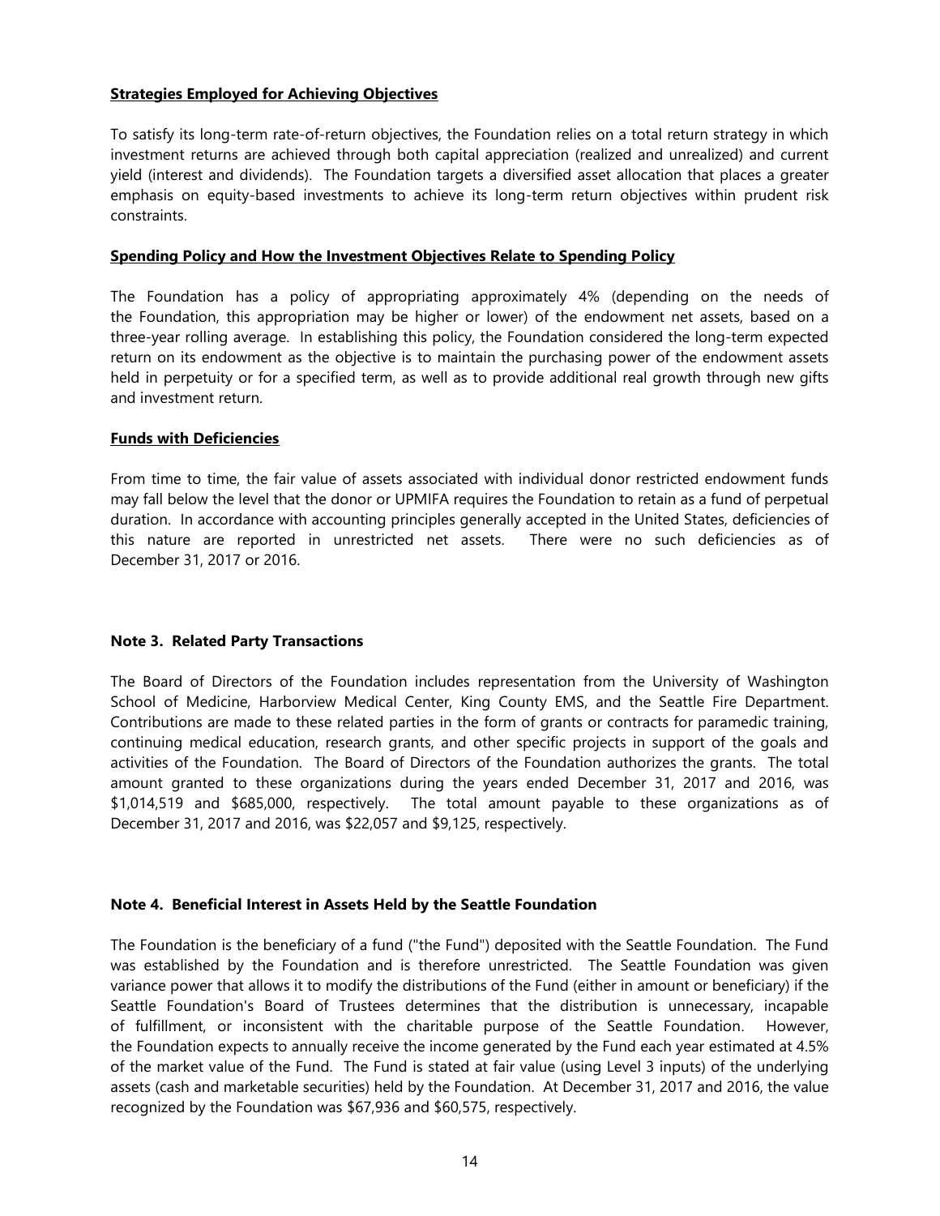**Strategies Employed for Achieving Objectives**

To satisfy its long-term rate-of-return objectives, the Foundation relies on a total return strategy in which investment returns are achieved through both capital appreciation (realized and unrealized) and current yield (interest and dividends). The Foundation targets a diversified asset allocation that places a greater emphasis on equity-based investments to achieve its long-term return objectives within prudent risk constraints.

**Spending Policy and How the Investment Objectives Relate to Spending Policy**

The Foundation has a policy of appropriating approximately 4% (depending on the needs of the Foundation, this appropriation may be higher or lower) of the endowment net assets, based on a three-year rolling average. In establishing this policy, the Foundation considered the long-term expected return on its endowment as the objective is to maintain the purchasing power of the endowment assets held in perpetuity or for a specified term, as well as to provide additional real growth through new gifts and investment return.

**Funds with Deficiencies**

From time to time, the fair value of assets associated with individual donor restricted endowment funds may fall below the level that the donor or UPMIFA requires the Foundation to retain as a fund of perpetual duration. In accordance with accounting principles generally accepted in the United States, deficiencies of this nature are reported in unrestricted net assets. There were no such deficiencies as of December 31, 2017 or 2016.

### Note 3. Related Party Transactions

The Board of Directors of the Foundation includes representation from the University of Washington School of Medicine, Harborview Medical Center, King County EMS, and the Seattle Fire Department. Contributions are made to these related parties in the form of grants or contracts for paramedic training, continuing medical education, research grants, and other specific projects in support of the goals and activities of the Foundation. The Board of Directors of the Foundation authorizes the grants. The total amount granted to these organizations during the years ended December 31, 2017 and 2016, was $1,014,519 and $685,000, respectively. The total amount payable to these organizations as of December 31, 2017 and 2016, was $22,057 and $9,125, respectively.

### Note 4. Beneficial Interest in Assets Held by the Seattle Foundation

The Foundation is the beneficiary of a fund ("the Fund") deposited with the Seattle Foundation. The Fund was established by the Foundation and is therefore unrestricted. The Seattle Foundation was given variance power that allows it to modify the distributions of the Fund (either in amount or beneficiary) if the Seattle Foundation's Board of Trustees determines that the distribution is unnecessary, incapable of fulfillment, or inconsistent with the charitable purpose of the Seattle Foundation. However, the Foundation expects to annually receive the income generated by the Fund each year estimated at 4.5% of the market value of the Fund. The Fund is stated at fair value (using Level 3 inputs) of the underlying assets (cash and marketable securities) held by the Foundation. At December 31, 2017 and 2016, the value recognized by the Foundation was $67,936 and $60,575, respectively.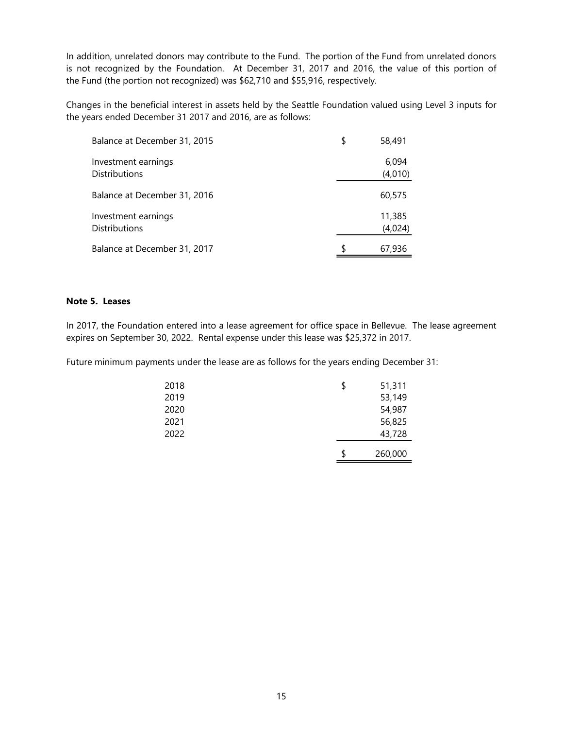In addition, unrelated donors may contribute to the Fund. The portion of the Fund from unrelated donors is not recognized by the Foundation. At December 31, 2017 and 2016, the value of this portion of the Fund (the portion not recognized) was $62,710 and $55,916, respectively.

Changes in the beneficial interest in assets held by the Seattle Foundation valued using Level 3 inputs for the years ended December 31 2017 and 2016, are as follows:

| | |
|---|---|
| Balance at December 31, 2015 | $ 58,491 |
| Investment earnings | 6,094 |
| Distributions | (4,010) |
| Balance at December 31, 2016 | 60,575 |
| Investment earnings | 11,385 |
| Distributions | (4,024) |
| Balance at December 31, 2017 | $ 67,936 |

**Note 5. Leases**

In 2017, the Foundation entered into a lease agreement for office space in Bellevue. The lease agreement expires on September 30, 2022. Rental expense under this lease was $25,372 in 2017.

Future minimum payments under the lease are as follows for the years ending December 31:

| | |
|---|---|
| 2018 | $ 51,311 |
| 2019 | 53,149 |
| 2020 | 54,987 |
| 2021 | 56,825 |
| 2022 | 43,728 |
| | $ 260,000 |